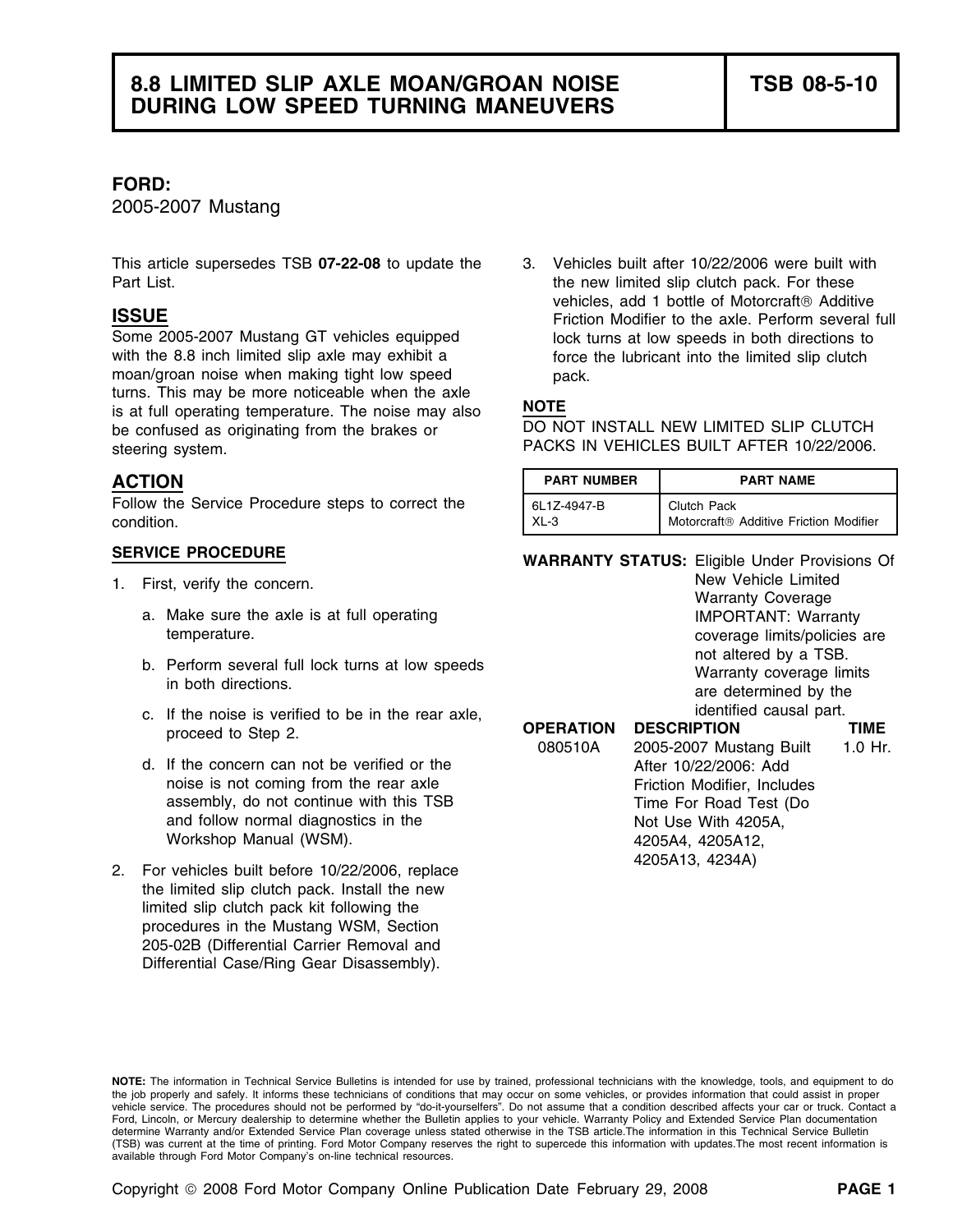# 8.8 LIMITED SLIP AXLE MOAN/GROAN NOISE DURING LOW SPEED TURNING MANEUVERS

**TSB 08-5-10**

## FORD:

2005-2007 Mustang

This article supersedes TSB **07-22-08** to update the Part List.

## ISSUE

Some 2005-2007 Mustang GT vehicles equipped with the 8.8 inch limited slip axle may exhibit a moan/groan noise when making tight low speed turns. This may be more noticeable when the axle is at full operating temperature. The noise may also be confused as originating from the brakes or steering system.

## ACTION

Follow the Service Procedure steps to correct the condition.

### SERVICE PROCEDURE

1. First, verify the concern.
   a. Make sure the axle is at full operating temperature.
   b. Perform several full lock turns at low speeds in both directions.
   c. If the noise is verified to be in the rear axle, proceed to Step 2.
   d. If the concern can not be verified or the noise is not coming from the rear axle assembly, do not continue with this TSB and follow normal diagnostics in the Workshop Manual (WSM).
2. For vehicles built before 10/22/2006, replace the limited slip clutch pack. Install the new limited slip clutch pack kit following the procedures in the Mustang WSM, Section 205-02B (Differential Carrier Removal and Differential Case/Ring Gear Disassembly).
3. Vehicles built after 10/22/2006 were built with the new limited slip clutch pack. For these vehicles, add 1 bottle of Motorcraft® Additive Friction Modifier to the axle. Perform several full lock turns at low speeds in both directions to force the lubricant into the limited slip clutch pack.

**NOTE**

DO NOT INSTALL NEW LIMITED SLIP CLUTCH PACKS IN VEHICLES BUILT AFTER 10/22/2006.

| PART NUMBER | PART NAME |
|---|---|
| 6L1Z-4947-B | Clutch Pack |
| XL-3 | Motorcraft® Additive Friction Modifier |

**WARRANTY STATUS:** Eligible Under Provisions Of New Vehicle Limited Warranty Coverage
IMPORTANT: Warranty coverage limits/policies are not altered by a TSB. Warranty coverage limits are determined by the identified causal part.

| OPERATION | DESCRIPTION | TIME |
|---|---|---|
| 080510A | 2005-2007 Mustang Built After 10/22/2006: Add Friction Modifier, Includes Time For Road Test (Do Not Use With 4205A, 4205A4, 4205A12, 4205A13, 4234A) | 1.0 Hr. |

**NOTE:** The information in Technical Service Bulletins is intended for use by trained, professional technicians with the knowledge, tools, and equipment to do the job properly and safely. It informs these technicians of conditions that may occur on some vehicles, or provides information that could assist in proper vehicle service. The procedures should not be performed by "do-it-yourselfers". Do not assume that a condition described affects your car or truck. Contact a Ford, Lincoln, or Mercury dealership to determine whether the Bulletin applies to your vehicle. Warranty Policy and Extended Service Plan documentation determine Warranty and/or Extended Service Plan coverage unless stated otherwise in the TSB article.The information in this Technical Service Bulletin (TSB) was current at the time of printing. Ford Motor Company reserves the right to supercede this information with updates.The most recent information is available through Ford Motor Company's on-line technical resources.

Copyright © 2008 Ford Motor Company Online Publication Date February 29, 2008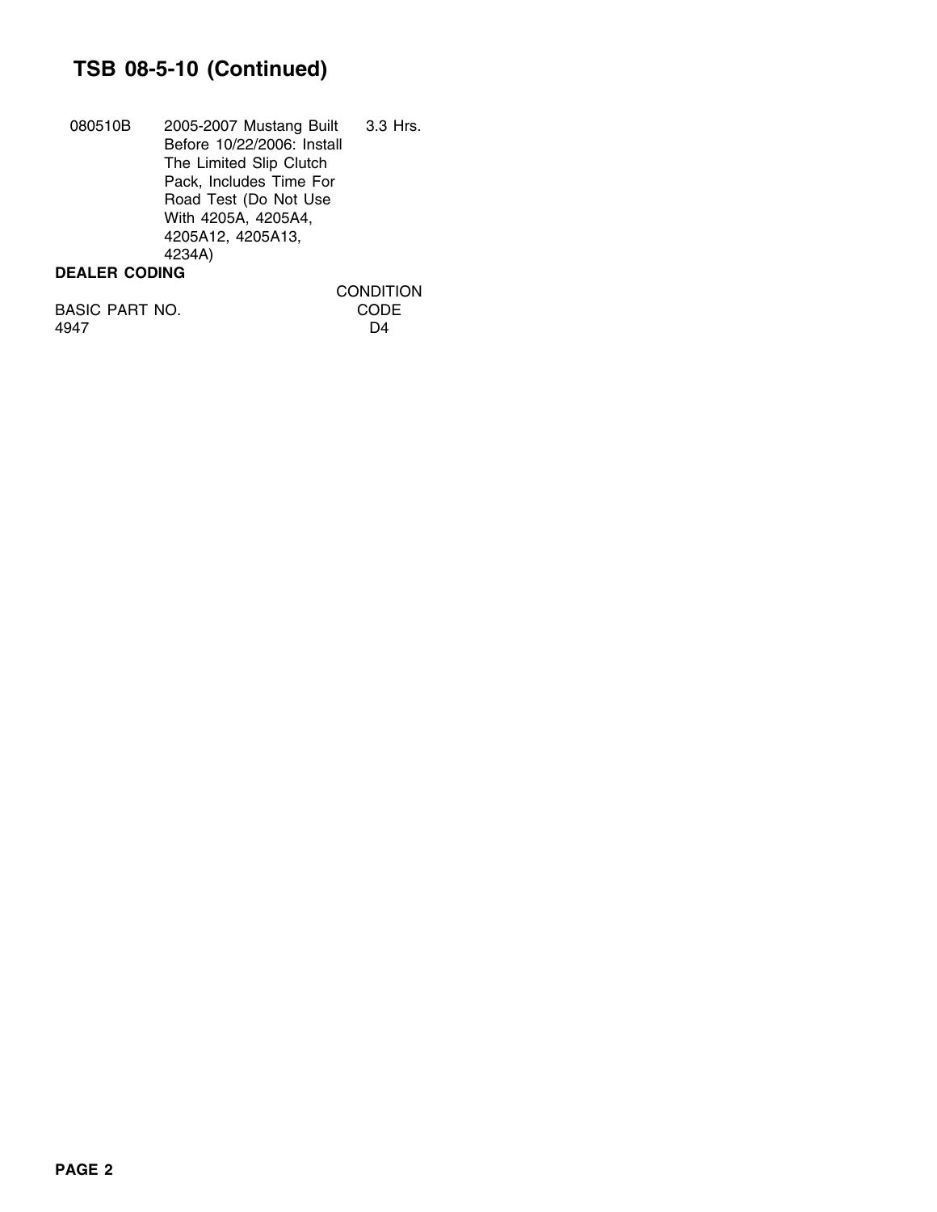# TSB 08-5-10 (Continued)

| | | |
|---|---|---|
| 080510B | 2005-2007 Mustang Built Before 10/22/2006: Install The Limited Slip Clutch Pack, Includes Time For Road Test (Do Not Use With 4205A, 4205A4, 4205A12, 4205A13, 4234A) | 3.3 Hrs. |

**DEALER CODING**

| BASIC PART NO. | CONDITION CODE |
|---|---|
| 4947 | D4 |